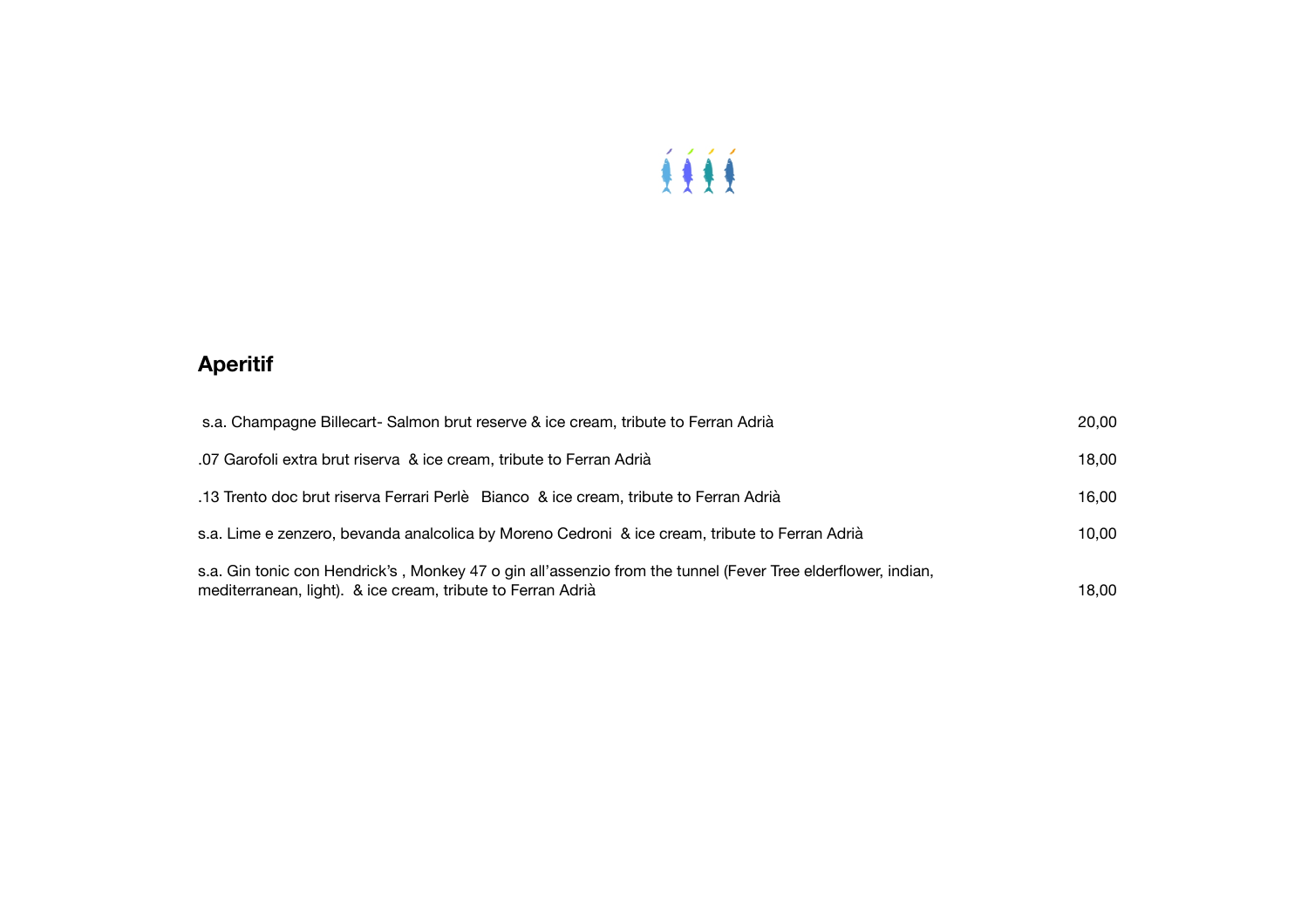## Aperitif

| | |
|---|---|
| s.a. Champagne Billecart- Salmon brut reserve & ice cream, tribute to Ferran Adrià | 20,00 |
| .07 Garofoli extra brut riserva & ice cream, tribute to Ferran Adrià | 18,00 |
| .13 Trento doc brut riserva Ferrari Perlè Bianco & ice cream, tribute to Ferran Adrià | 16,00 |
| s.a. Lime e zenzero, bevanda analcolica by Moreno Cedroni & ice cream, tribute to Ferran Adrià | 10,00 |
| s.a. Gin tonic con Hendrick's , Monkey 47 o gin all'assenzio from the tunnel (Fever Tree elderflower, indian, mediterranean, light). & ice cream, tribute to Ferran Adrià | 18,00 |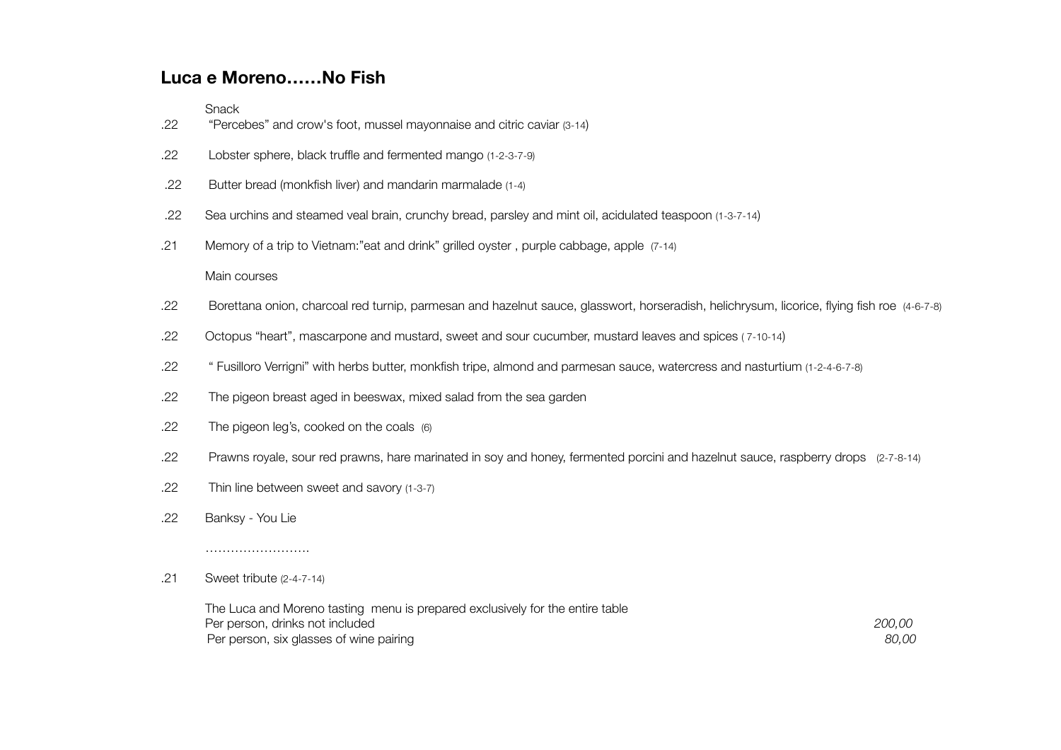## Luca e Moreno……No Fish

Snack

.22 "Percebes" and crow's foot, mussel mayonnaise and citric caviar (3-14)

.22 Lobster sphere, black truffle and fermented mango (1-2-3-7-9)

.22 Butter bread (monkfish liver) and mandarin marmalade (1-4)

.22 Sea urchins and steamed veal brain, crunchy bread, parsley and mint oil, acidulated teaspoon (1-3-7-14)

.21 Memory of a trip to Vietnam:"eat and drink" grilled oyster , purple cabbage, apple (7-14)

Main courses

.22 Borettana onion, charcoal red turnip, parmesan and hazelnut sauce, glasswort, horseradish, helichrysum, licorice, flying fish roe (4-6-7-8)

.22 Octopus "heart", mascarpone and mustard, sweet and sour cucumber, mustard leaves and spices ( 7-10-14)

.22 " Fusilloro Verrigni" with herbs butter, monkfish tripe, almond and parmesan sauce, watercress and nasturtium (1-2-4-6-7-8)

.22 The pigeon breast aged in beeswax, mixed salad from the sea garden

.22 The pigeon leg's, cooked on the coals (6)

.22 Prawns royale, sour red prawns, hare marinated in soy and honey, fermented porcini and hazelnut sauce, raspberry drops (2-7-8-14)

.22 Thin line between sweet and savory (1-3-7)

.22 Banksy - You Lie

…………………….

.21 Sweet tribute (2-4-7-14)

The Luca and Moreno tasting menu is prepared exclusively for the entire table

Per person, drinks not included *200,00*

Per person, six glasses of wine pairing *80,00*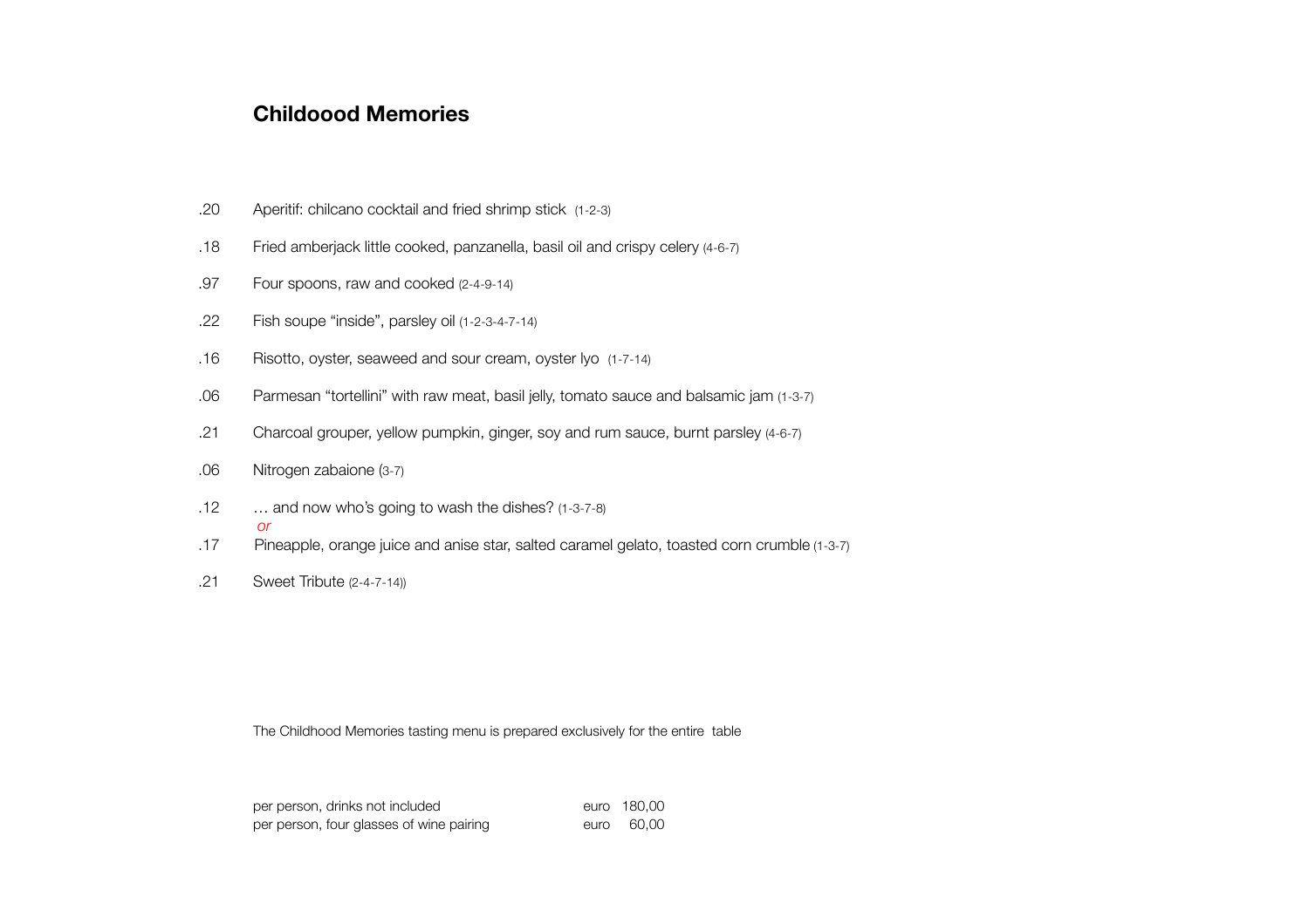## Childoood Memories

.20 Aperitif: chilcano cocktail and fried shrimp stick (1-2-3)

.18 Fried amberjack little cooked, panzanella, basil oil and crispy celery (4-6-7)

.97 Four spoons, raw and cooked (2-4-9-14)

.22 Fish soupe “inside”, parsley oil (1-2-3-4-7-14)

.16 Risotto, oyster, seaweed and sour cream, oyster lyo (1-7-14)

.06 Parmesan “tortellini” with raw meat, basil jelly, tomato sauce and balsamic jam (1-3-7)

.21 Charcoal grouper, yellow pumpkin, ginger, soy and rum sauce, burnt parsley (4-6-7)

.06 Nitrogen zabaione (3-7)

.12 … and now who’s going to wash the dishes? (1-3-7-8)

*or*

.17 Pineapple, orange juice and anise star, salted caramel gelato, toasted corn crumble (1-3-7)

.21 Sweet Tribute (2-4-7-14))

The Childhood Memories tasting menu is prepared exclusively for the entire table

| | |
|---|---|
| per person, drinks not included | euro 180,00 |
| per person, four glasses of wine pairing | euro 60,00 |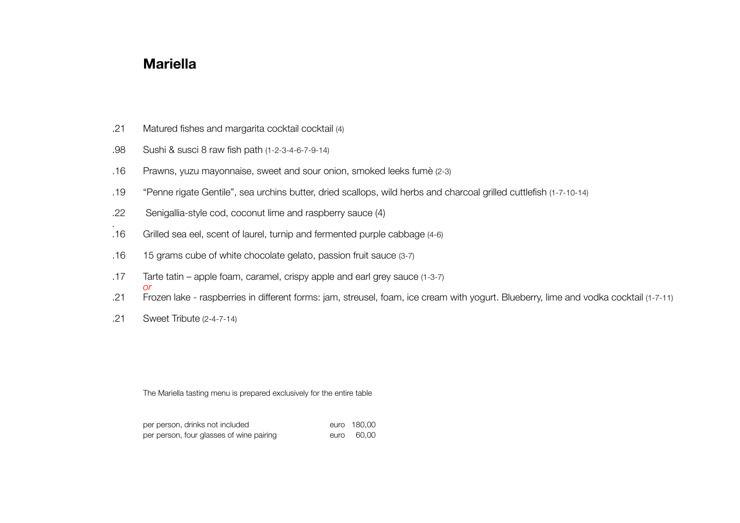# Mariella

| | |
|---|---|
| .21 | Matured fishes and margarita cocktail cocktail (4) |
| .98 | Sushi & susci 8 raw fish path (1-2-3-4-6-7-9-14) |
| .16 | Prawns, yuzu mayonnaise, sweet and sour onion, smoked leeks fumè (2-3) |
| .19 | "Penne rigate Gentile", sea urchins butter, dried scallops, wild herbs and charcoal grilled cuttlefish (1-7-10-14) |
| .22 | Senigallia-style cod, coconut lime and raspberry sauce (4) |
| .16 | Grilled sea eel, scent of laurel, turnip and fermented purple cabbage (4-6) |
| .16 | 15 grams cube of white chocolate gelato, passion fruit sauce (3-7) |
| .17 | Tarte tatin – apple foam, caramel, crispy apple and earl grey sauce (1-3-7) |
| | *or* |
| .21 | Frozen lake - raspberries in different forms: jam, streusel, foam, ice cream with yogurt. Blueberry, lime and vodka cocktail (1-7-11) |
| .21 | Sweet Tribute (2-4-7-14) |

The Mariella tasting menu is prepared exclusively for the entire table

| | | |
|---|---|---|
| per person, drinks not included | euro | 180,00 |
| per person, four glasses of wine pairing | euro | 60,00 |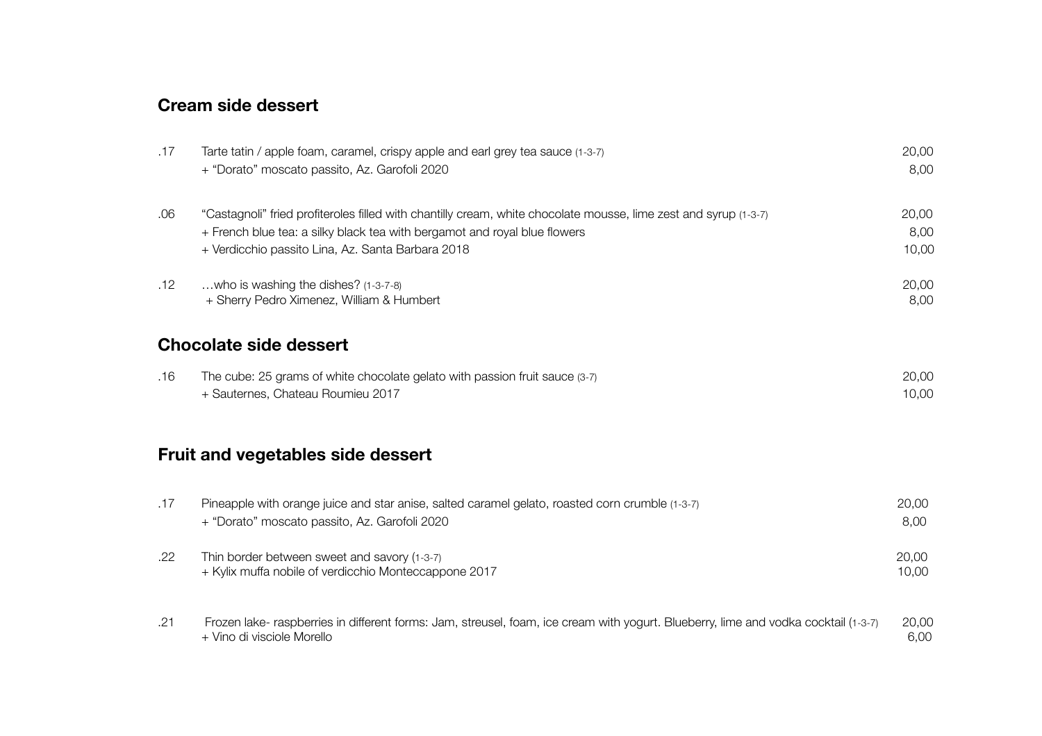## Cream side dessert

| | | |
|---|---|---|
| .17 | Tarte tatin / apple foam, caramel, crispy apple and earl grey tea sauce (1-3-7) | 20,00 |
| | + “Dorato” moscato passito, Az. Garofoli 2020 | 8,00 |
| .06 | “Castagnoli” fried profiteroles filled with chantilly cream, white chocolate mousse, lime zest and syrup (1-3-7) | 20,00 |
| | + French blue tea: a silky black tea with bergamot and royal blue flowers | 8,00 |
| | + Verdicchio passito Lina, Az. Santa Barbara 2018 | 10,00 |
| .12 | …who is washing the dishes? (1-3-7-8) | 20,00 |
| | + Sherry Pedro Ximenez, William & Humbert | 8,00 |

## Chocolate side dessert

| | | |
|---|---|---|
| .16 | The cube: 25 grams of white chocolate gelato with passion fruit sauce (3-7) | 20,00 |
| | + Sauternes, Chateau Roumieu 2017 | 10,00 |

## Fruit and vegetables side dessert

| | | |
|---|---|---|
| .17 | Pineapple with orange juice and star anise, salted caramel gelato, roasted corn crumble (1-3-7) | 20,00 |
| | + “Dorato” moscato passito, Az. Garofoli 2020 | 8,00 |
| .22 | Thin border between sweet and savory (1-3-7) | 20,00 |
| | + Kylix muffa nobile of verdicchio Monteccappone 2017 | 10,00 |
| .21 | Frozen lake- raspberries in different forms: Jam, streusel, foam, ice cream with yogurt. Blueberry, lime and vodka cocktail (1-3-7) | 20,00 |
| | + Vino di visciole Morello | 6,00 |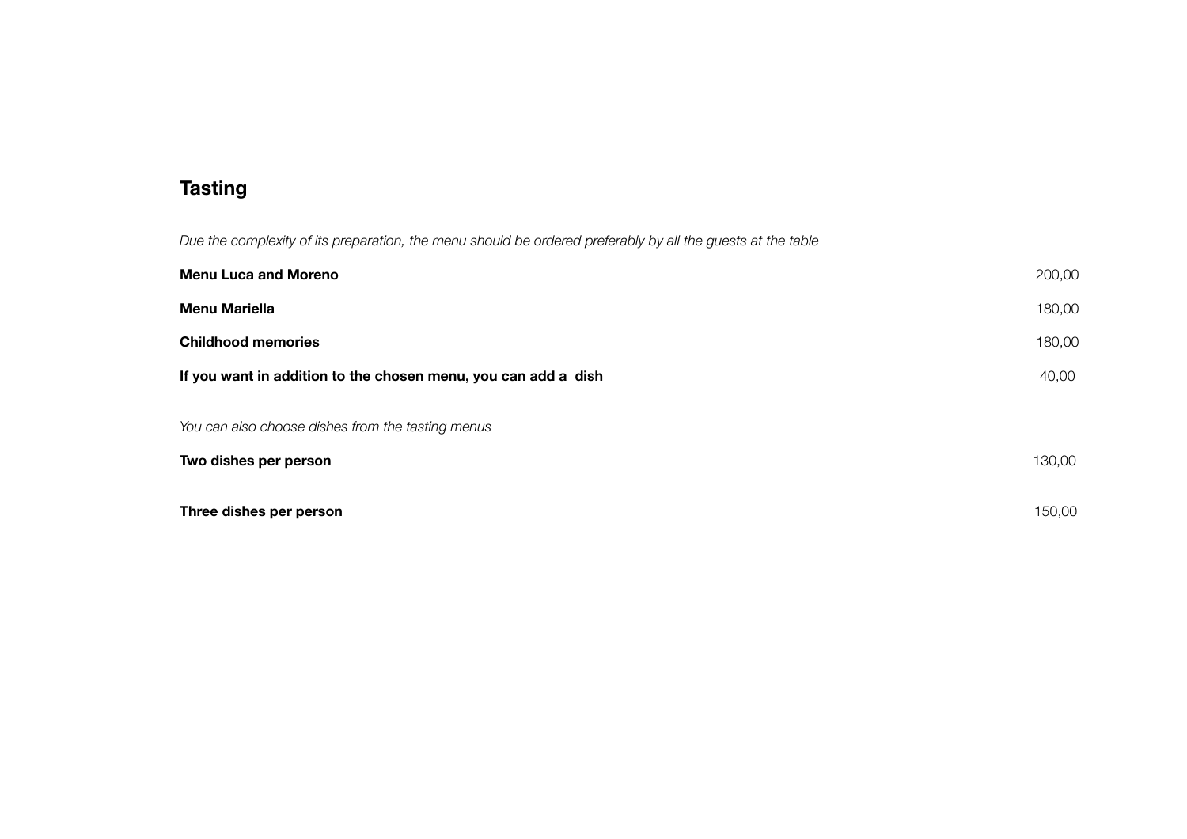## Tasting

*Due the complexity of its preparation, the menu should be ordered preferably by all the guests at the table*

| | |
|---|---|
| **Menu Luca and Moreno** | 200,00 |
| **Menu Mariella** | 180,00 |
| **Childhood memories** | 180,00 |
| **If you want in addition to the chosen menu, you can add a dish** | 40,00 |

*You can also choose dishes from the tasting menus*

| | |
|---|---|
| **Two dishes per person** | 130,00 |
| **Three dishes per person** | 150,00 |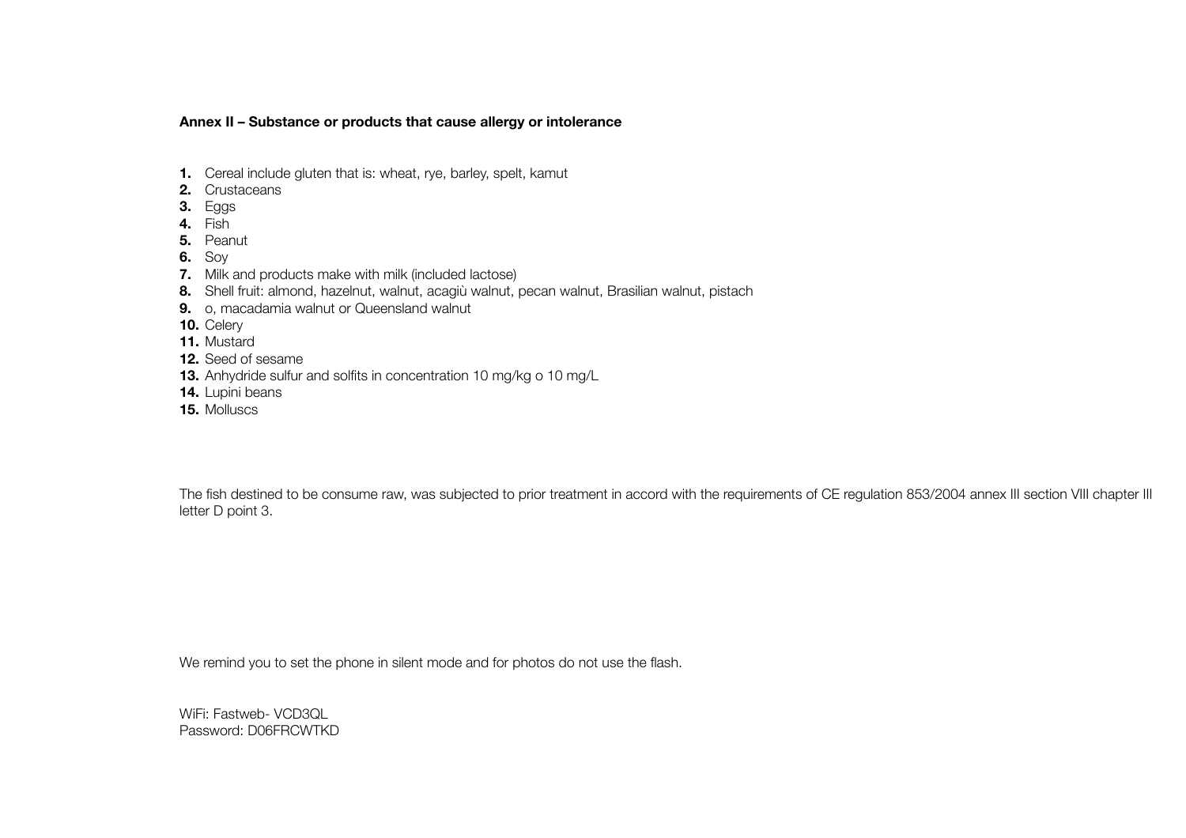**Annex II – Substance or products that cause allergy or intolerance**

1. Cereal include gluten that is: wheat, rye, barley, spelt, kamut
2. Crustaceans
3. Eggs
4. Fish
5. Peanut
6. Soy
7. Milk and products make with milk (included lactose)
8. Shell fruit: almond, hazelnut, walnut, acagiù walnut, pecan walnut, Brasilian walnut, pistach
9. o, macadamia walnut or Queensland walnut
10. Celery
11. Mustard
12. Seed of sesame
13. Anhydride sulfur and solfits in concentration 10 mg/kg o 10 mg/L
14. Lupini beans
15. Molluscs

The fish destined to be consume raw, was subjected to prior treatment in accord with the requirements of CE regulation 853/2004 annex III section VIII chapter III letter D point 3.

We remind you to set the phone in silent mode and for photos do not use the flash.

WiFi: Fastweb- VCD3QL
Password: D06FRCWTKD